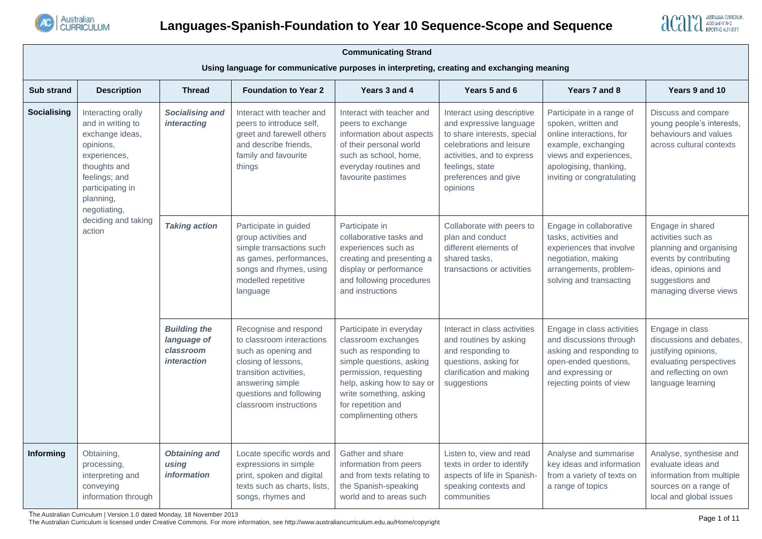# Languages-Spanish-Foundation to Year 10 Sequence-Scope and Sequence

| Communicating Strand<br>Using language for communicative purposes in interpreting, creating and exchanging meaning | | | | | | | |
|---|---|---|---|---|---|---|---|
| **Sub strand** | **Description** | **Thread** | **Foundation to Year 2** | **Years 3 and 4** | **Years 5 and 6** | **Years 7 and 8** | **Years 9 and 10** |
| **Socialising** | Interacting orally and in writing to exchange ideas, opinions, experiences, thoughts and feelings; and participating in planning, negotiating, deciding and taking action | ***Socialising and interacting*** | Interact with teacher and peers to introduce self, greet and farewell others and describe friends, family and favourite things | Interact with teacher and peers to exchange information about aspects of their personal world such as school, home, everyday routines and favourite pastimes | Interact using descriptive and expressive language to share interests, special celebrations and leisure activities, and to express feelings, state preferences and give opinions | Participate in a range of spoken, written and online interactions, for example, exchanging views and experiences, apologising, thanking, inviting or congratulating | Discuss and compare young people's interests, behaviours and values across cultural contexts |
| | | ***Taking action*** | Participate in guided group activities and simple transactions such as games, performances, songs and rhymes, using modelled repetitive language | Participate in collaborative tasks and experiences such as creating and presenting a display or performance and following procedures and instructions | Collaborate with peers to plan and conduct different elements of shared tasks, transactions or activities | Engage in collaborative tasks, activities and experiences that involve negotiation, making arrangements, problem-solving and transacting | Engage in shared activities such as planning and organising events by contributing ideas, opinions and suggestions and managing diverse views |
| | | ***Building the language of classroom interaction*** | Recognise and respond to classroom interactions such as opening and closing of lessons, transition activities, answering simple questions and following classroom instructions | Participate in everyday classroom exchanges such as responding to simple questions, asking permission, requesting help, asking how to say or write something, asking for repetition and complimenting others | Interact in class activities and routines by asking and responding to questions, asking for clarification and making suggestions | Engage in class activities and discussions through asking and responding to open-ended questions, and expressing or rejecting points of view | Engage in class discussions and debates, justifying opinions, evaluating perspectives and reflecting on own language learning |
| **Informing** | Obtaining, processing, interpreting and conveying information through | ***Obtaining and using information*** | Locate specific words and expressions in simple print, spoken and digital texts such as charts, lists, songs, rhymes and | Gather and share information from peers and from texts relating to the Spanish-speaking world and to areas such | Listen to, view and read texts in order to identify aspects of life in Spanish-speaking contexts and communities | Analyse and summarise key ideas and information from a variety of texts on a range of topics | Analyse, synthesise and evaluate ideas and information from multiple sources on a range of local and global issues |

The Australian Curriculum | Version 1.0 dated Monday, 18 November 2013
The Australian Curriculum is licensed under Creative Commons. For more information, see http://www.australiancurriculum.edu.au/Home/copyright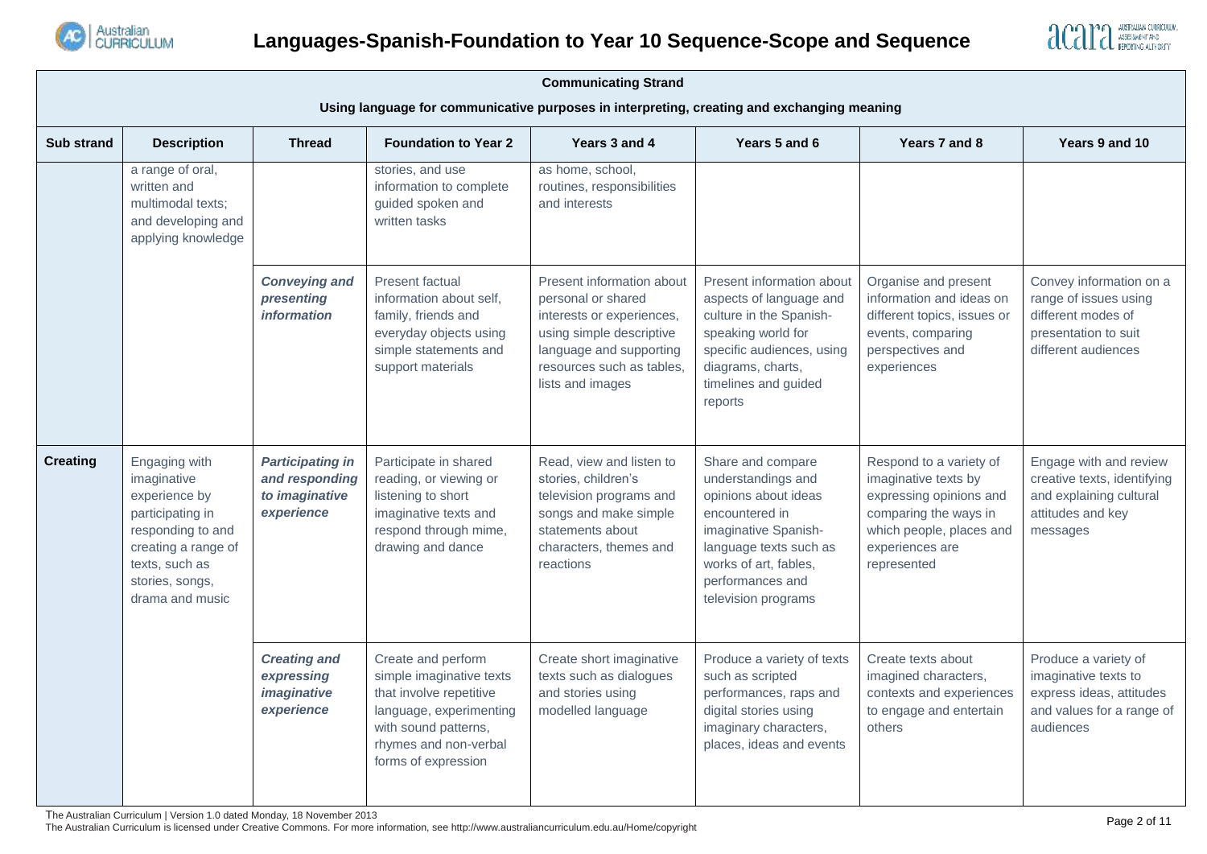**Communicating Strand**

**Using language for communicative purposes in interpreting, creating and exchanging meaning**

| Sub strand | Description | Thread | Foundation to Year 2 | Years 3 and 4 | Years 5 and 6 | Years 7 and 8 | Years 9 and 10 |
|---|---|---|---|---|---|---|---|
| | a range of oral, written and multimodal texts; and developing and applying knowledge | | stories, and use information to complete guided spoken and written tasks | as home, school, routines, responsibilities and interests | | | |
| | | ***Conveying and presenting information*** | Present factual information about self, family, friends and everyday objects using simple statements and support materials | Present information about personal or shared interests or experiences, using simple descriptive language and supporting resources such as tables, lists and images | Present information about aspects of language and culture in the Spanish-speaking world for specific audiences, using diagrams, charts, timelines and guided reports | Organise and present information and ideas on different topics, issues or events, comparing perspectives and experiences | Convey information on a range of issues using different modes of presentation to suit different audiences |
| **Creating** | Engaging with imaginative experience by participating in responding to and creating a range of texts, such as stories, songs, drama and music | ***Participating in and responding to imaginative experience*** | Participate in shared reading, or viewing or listening to short imaginative texts and respond through mime, drawing and dance | Read, view and listen to stories, children's television programs and songs and make simple statements about characters, themes and reactions | Share and compare understandings and opinions about ideas encountered in imaginative Spanish-language texts such as works of art, fables, performances and television programs | Respond to a variety of imaginative texts by expressing opinions and comparing the ways in which people, places and experiences are represented | Engage with and review creative texts, identifying and explaining cultural attitudes and key messages |
| | | ***Creating and expressing imaginative experience*** | Create and perform simple imaginative texts that involve repetitive language, experimenting with sound patterns, rhymes and non-verbal forms of expression | Create short imaginative texts such as dialogues and stories using modelled language | Produce a variety of texts such as scripted performances, raps and digital stories using imaginary characters, places, ideas and events | Create texts about imagined characters, contexts and experiences to engage and entertain others | Produce a variety of imaginative texts to express ideas, attitudes and values for a range of audiences |

The Australian Curriculum | Version 1.0 dated Monday, 18 November 2013
The Australian Curriculum is licensed under Creative Commons. For more information, see http://www.australiancurriculum.edu.au/Home/copyright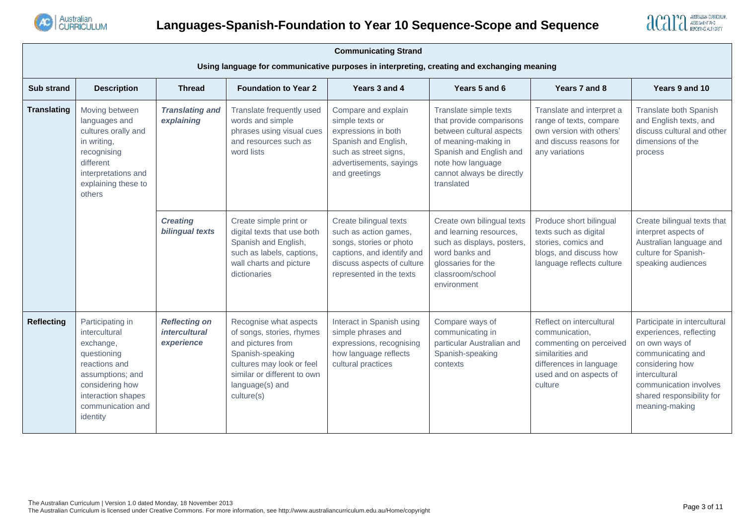| Communicating Strand | | | | | | | |
|---|---|---|---|---|---|---|---|
| **Using language for communicative purposes in interpreting, creating and exchanging meaning** | | | | | | | |
| **Sub strand** | **Description** | **Thread** | **Foundation to Year 2** | **Years 3 and 4** | **Years 5 and 6** | **Years 7 and 8** | **Years 9 and 10** |
| **Translating** | Moving between languages and cultures orally and in writing, recognising different interpretations and explaining these to others | ***Translating and explaining*** | Translate frequently used words and simple phrases using visual cues and resources such as word lists | Compare and explain simple texts or expressions in both Spanish and English, such as street signs, advertisements, sayings and greetings | Translate simple texts that provide comparisons between cultural aspects of meaning-making in Spanish and English and note how language cannot always be directly translated | Translate and interpret a range of texts, compare own version with others' and discuss reasons for any variations | Translate both Spanish and English texts, and discuss cultural and other dimensions of the process |
| | | ***Creating bilingual texts*** | Create simple print or digital texts that use both Spanish and English, such as labels, captions, wall charts and picture dictionaries | Create bilingual texts such as action games, songs, stories or photo captions, and identify and discuss aspects of culture represented in the texts | Create own bilingual texts and learning resources, such as displays, posters, word banks and glossaries for the classroom/school environment | Produce short bilingual texts such as digital stories, comics and blogs, and discuss how language reflects culture | Create bilingual texts that interpret aspects of Australian language and culture for Spanish-speaking audiences |
| **Reflecting** | Participating in intercultural exchange, questioning reactions and assumptions; and considering how interaction shapes communication and identity | ***Reflecting on intercultural experience*** | Recognise what aspects of songs, stories, rhymes and pictures from Spanish-speaking cultures may look or feel similar or different to own language(s) and culture(s) | Interact in Spanish using simple phrases and expressions, recognising how language reflects cultural practices | Compare ways of communicating in particular Australian and Spanish-speaking contexts | Reflect on intercultural communication, commenting on perceived similarities and differences in language used and on aspects of culture | Participate in intercultural experiences, reflecting on own ways of communicating and considering how intercultural communication involves shared responsibility for meaning-making |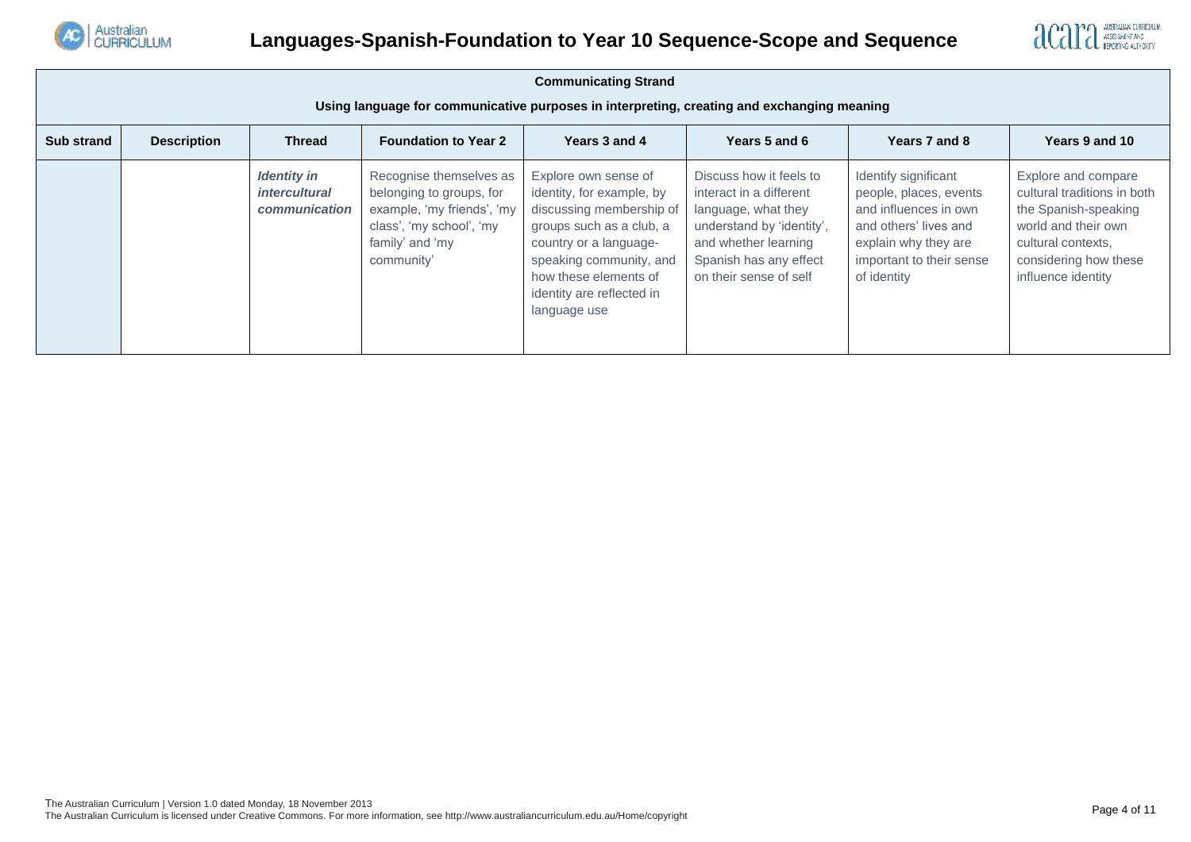## Communicating Strand

**Using language for communicative purposes in interpreting, creating and exchanging meaning**

| Sub strand | Description | Thread | Foundation to Year 2 | Years 3 and 4 | Years 5 and 6 | Years 7 and 8 | Years 9 and 10 |
|---|---|---|---|---|---|---|---|
| | | ***Identity in intercultural communication*** | Recognise themselves as belonging to groups, for example, 'my friends', 'my class', 'my school', 'my family' and 'my community' | Explore own sense of identity, for example, by discussing membership of groups such as a club, a country or a language-speaking community, and how these elements of identity are reflected in language use | Discuss how it feels to interact in a different language, what they understand by 'identity', and whether learning Spanish has any effect on their sense of self | Identify significant people, places, events and influences in own and others' lives and explain why they are important to their sense of identity | Explore and compare cultural traditions in both the Spanish-speaking world and their own cultural contexts, considering how these influence identity |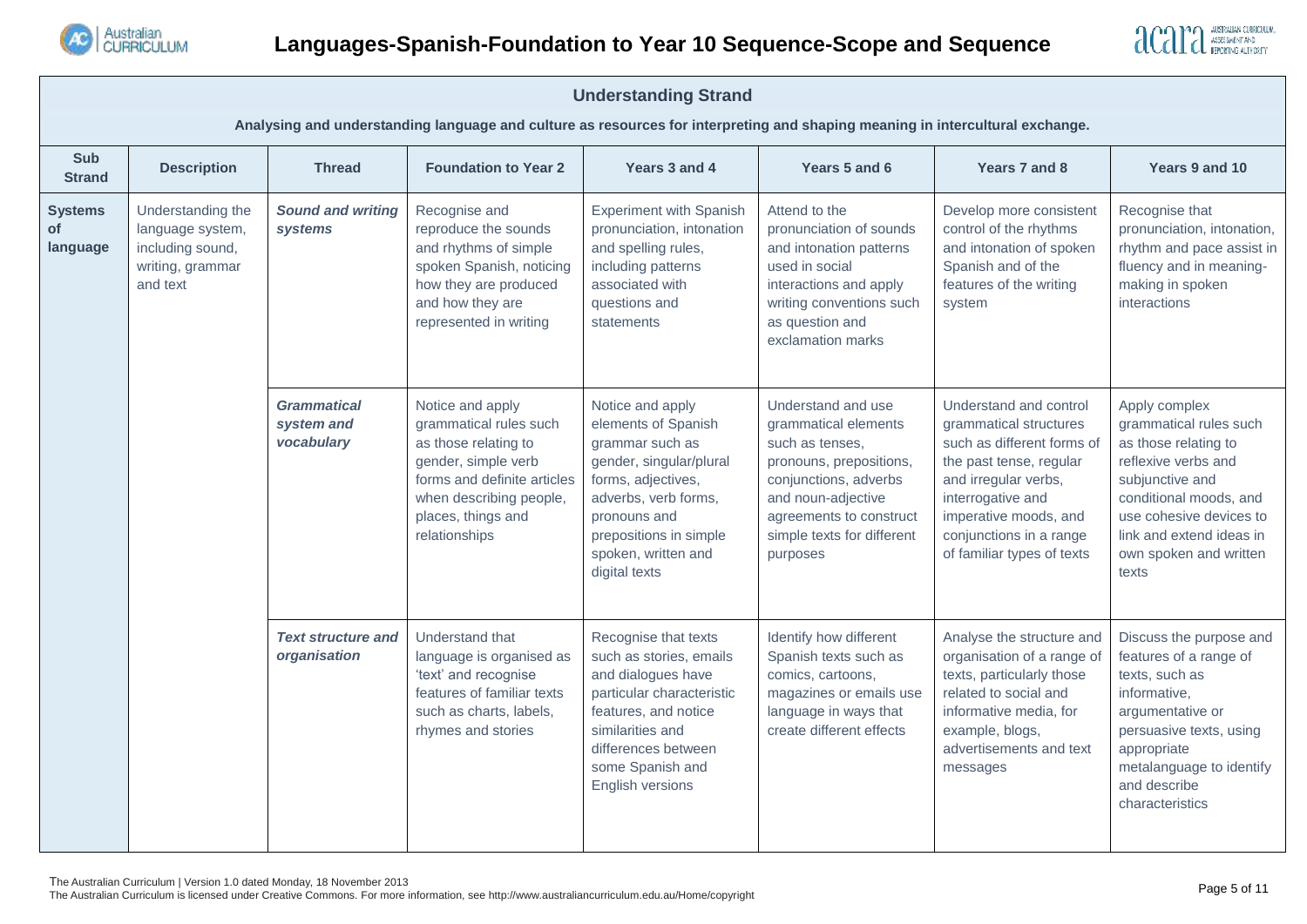## Understanding Strand

**Analysing and understanding language and culture as resources for interpreting and shaping meaning in intercultural exchange.**

| Sub Strand | Description | Thread | Foundation to Year 2 | Years 3 and 4 | Years 5 and 6 | Years 7 and 8 | Years 9 and 10 |
|---|---|---|---|---|---|---|---|
| **Systems of language** | Understanding the language system, including sound, writing, grammar and text | ***Sound and writing systems*** | Recognise and reproduce the sounds and rhythms of simple spoken Spanish, noticing how they are produced and how they are represented in writing | Experiment with Spanish pronunciation, intonation and spelling rules, including patterns associated with questions and statements | Attend to the pronunciation of sounds and intonation patterns used in social interactions and apply writing conventions such as question and exclamation marks | Develop more consistent control of the rhythms and intonation of spoken Spanish and of the features of the writing system | Recognise that pronunciation, intonation, rhythm and pace assist in fluency and in meaning-making in spoken interactions |
| | | ***Grammatical system and vocabulary*** | Notice and apply grammatical rules such as those relating to gender, simple verb forms and definite articles when describing people, places, things and relationships | Notice and apply elements of Spanish grammar such as gender, singular/plural forms, adjectives, adverbs, verb forms, pronouns and prepositions in simple spoken, written and digital texts | Understand and use grammatical elements such as tenses, pronouns, prepositions, conjunctions, adverbs and noun-adjective agreements to construct simple texts for different purposes | Understand and control grammatical structures such as different forms of the past tense, regular and irregular verbs, interrogative and imperative moods, and conjunctions in a range of familiar types of texts | Apply complex grammatical rules such as those relating to reflexive verbs and subjunctive and conditional moods, and use cohesive devices to link and extend ideas in own spoken and written texts |
| | | ***Text structure and organisation*** | Understand that language is organised as 'text' and recognise features of familiar texts such as charts, labels, rhymes and stories | Recognise that texts such as stories, emails and dialogues have particular characteristic features, and notice similarities and differences between some Spanish and English versions | Identify how different Spanish texts such as comics, cartoons, magazines or emails use language in ways that create different effects | Analyse the structure and organisation of a range of texts, particularly those related to social and informative media, for example, blogs, advertisements and text messages | Discuss the purpose and features of a range of texts, such as informative, argumentative or persuasive texts, using appropriate metalanguage to identify and describe characteristics |

The Australian Curriculum | Version 1.0 dated Monday, 18 November 2013
The Australian Curriculum is licensed under Creative Commons. For more information, see http://www.australiancurriculum.edu.au/Home/copyright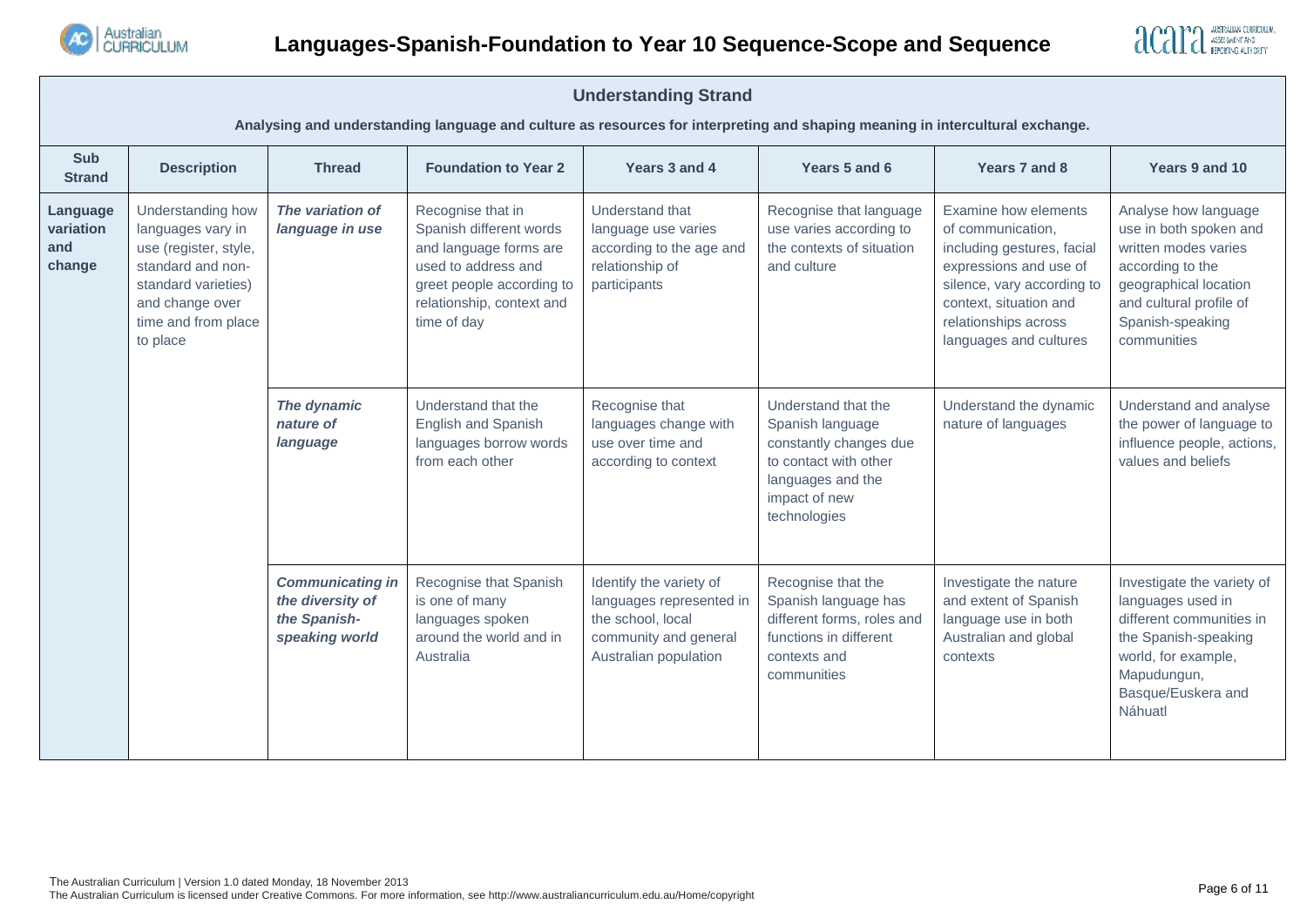## Understanding Strand

**Analysing and understanding language and culture as resources for interpreting and shaping meaning in intercultural exchange.**

| Sub Strand | Description | Thread | Foundation to Year 2 | Years 3 and 4 | Years 5 and 6 | Years 7 and 8 | Years 9 and 10 |
|---|---|---|---|---|---|---|---|
| **Language variation and change** | Understanding how languages vary in use (register, style, standard and non-standard varieties) and change over time and from place to place | ***The variation of language in use*** | Recognise that in Spanish different words and language forms are used to address and greet people according to relationship, context and time of day | Understand that language use varies according to the age and relationship of participants | Recognise that language use varies according to the contexts of situation and culture | Examine how elements of communication, including gestures, facial expressions and use of silence, vary according to context, situation and relationships across languages and cultures | Analyse how language use in both spoken and written modes varies according to the geographical location and cultural profile of Spanish-speaking communities |
| | | ***The dynamic nature of language*** | Understand that the English and Spanish languages borrow words from each other | Recognise that languages change with use over time and according to context | Understand that the Spanish language constantly changes due to contact with other languages and the impact of new technologies | Understand the dynamic nature of languages | Understand and analyse the power of language to influence people, actions, values and beliefs |
| | | ***Communicating in the diversity of the Spanish-speaking world*** | Recognise that Spanish is one of many languages spoken around the world and in Australia | Identify the variety of languages represented in the school, local community and general Australian population | Recognise that the Spanish language has different forms, roles and functions in different contexts and communities | Investigate the nature and extent of Spanish language use in both Australian and global contexts | Investigate the variety of languages used in different communities in the Spanish-speaking world, for example, Mapudungun, Basque/Euskera and Náhuatl |

The Australian Curriculum | Version 1.0 dated Monday, 18 November 2013
The Australian Curriculum is licensed under Creative Commons. For more information, see http://www.australiancurriculum.edu.au/Home/copyright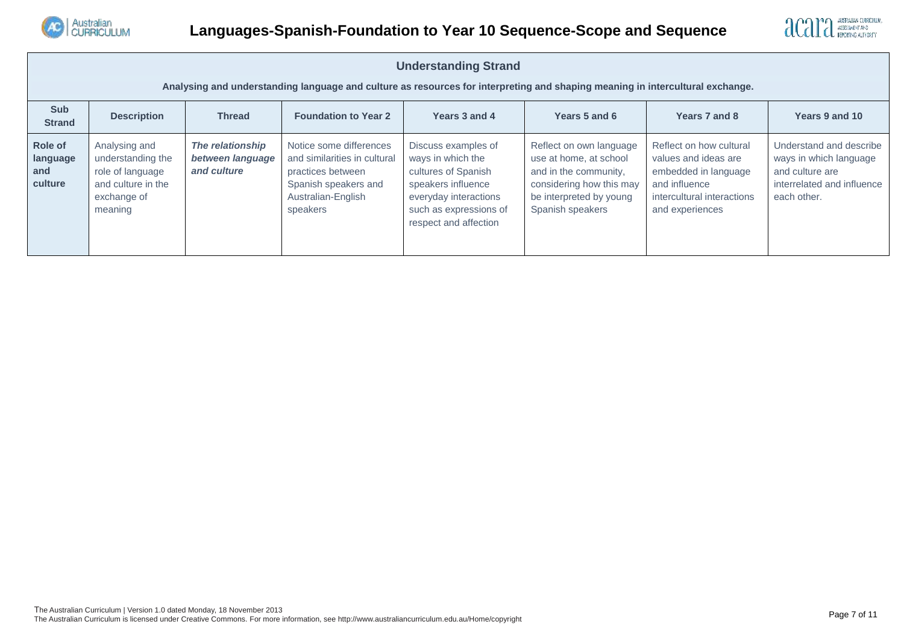## Understanding Strand

**Analysing and understanding language and culture as resources for interpreting and shaping meaning in intercultural exchange.**

| Sub Strand | Description | Thread | Foundation to Year 2 | Years 3 and 4 | Years 5 and 6 | Years 7 and 8 | Years 9 and 10 |
|---|---|---|---|---|---|---|---|
| **Role of language and culture** | Analysing and understanding the role of language and culture in the exchange of meaning | ***The relationship between language and culture*** | Notice some differences and similarities in cultural practices between Spanish speakers and Australian-English speakers | Discuss examples of ways in which the cultures of Spanish speakers influence everyday interactions such as expressions of respect and affection | Reflect on own language use at home, at school and in the community, considering how this may be interpreted by young Spanish speakers | Reflect on how cultural values and ideas are embedded in language and influence intercultural interactions and experiences | Understand and describe ways in which language and culture are interrelated and influence each other. |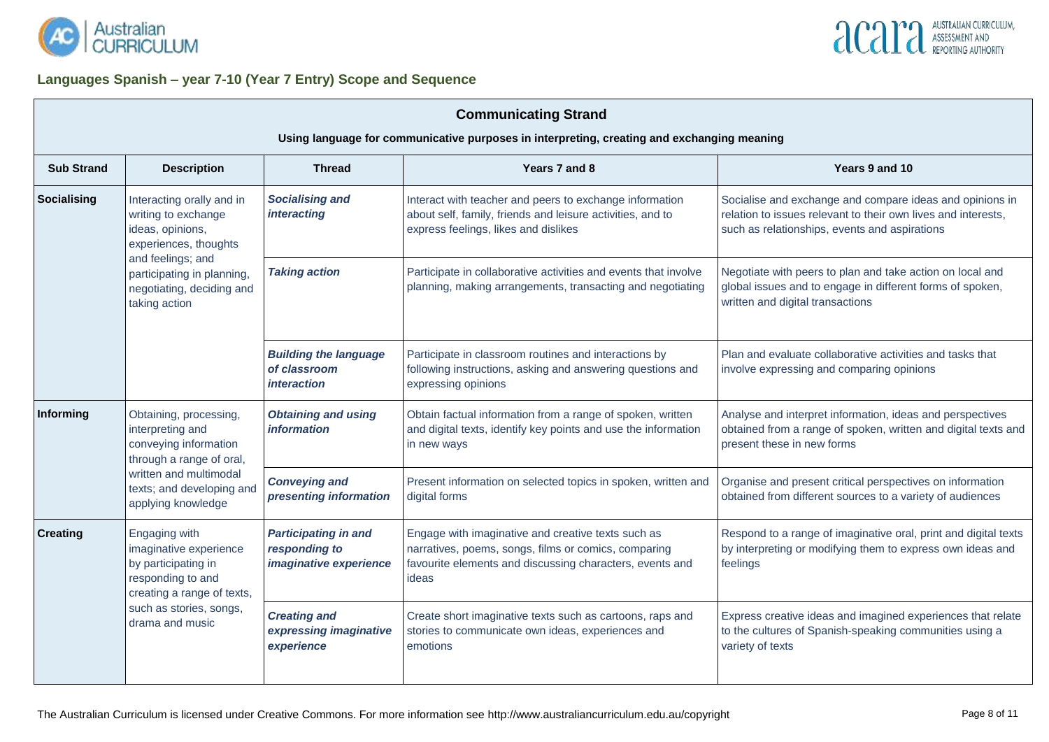## Languages Spanish – year 7-10 (Year 7 Entry) Scope and Sequence

| Communicating Strand<br>Using language for communicative purposes in interpreting, creating and exchanging meaning | | | | |
|---|---|---|---|---|
| **Sub Strand** | **Description** | **Thread** | **Years 7 and 8** | **Years 9 and 10** |
| **Socialising** | Interacting orally and in writing to exchange ideas, opinions, experiences, thoughts and feelings; and participating in planning, negotiating, deciding and taking action | ***Socialising and interacting*** | Interact with teacher and peers to exchange information about self, family, friends and leisure activities, and to express feelings, likes and dislikes | Socialise and exchange and compare ideas and opinions in relation to issues relevant to their own lives and interests, such as relationships, events and aspirations |
| | | ***Taking action*** | Participate in collaborative activities and events that involve planning, making arrangements, transacting and negotiating | Negotiate with peers to plan and take action on local and global issues and to engage in different forms of spoken, written and digital transactions |
| | | ***Building the language of classroom interaction*** | Participate in classroom routines and interactions by following instructions, asking and answering questions and expressing opinions | Plan and evaluate collaborative activities and tasks that involve expressing and comparing opinions |
| **Informing** | Obtaining, processing, interpreting and conveying information through a range of oral, written and multimodal texts; and developing and applying knowledge | ***Obtaining and using information*** | Obtain factual information from a range of spoken, written and digital texts, identify key points and use the information in new ways | Analyse and interpret information, ideas and perspectives obtained from a range of spoken, written and digital texts and present these in new forms |
| | | ***Conveying and presenting information*** | Present information on selected topics in spoken, written and digital forms | Organise and present critical perspectives on information obtained from different sources to a variety of audiences |
| **Creating** | Engaging with imaginative experience by participating in responding to and creating a range of texts, such as stories, songs, drama and music | ***Participating in and responding to imaginative experience*** | Engage with imaginative and creative texts such as narratives, poems, songs, films or comics, comparing favourite elements and discussing characters, events and ideas | Respond to a range of imaginative oral, print and digital texts by interpreting or modifying them to express own ideas and feelings |
| | | ***Creating and expressing imaginative experience*** | Create short imaginative texts such as cartoons, raps and stories to communicate own ideas, experiences and emotions | Express creative ideas and imagined experiences that relate to the cultures of Spanish-speaking communities using a variety of texts |

The Australian Curriculum is licensed under Creative Commons. For more information see http://www.australiancurriculum.edu.au/copyright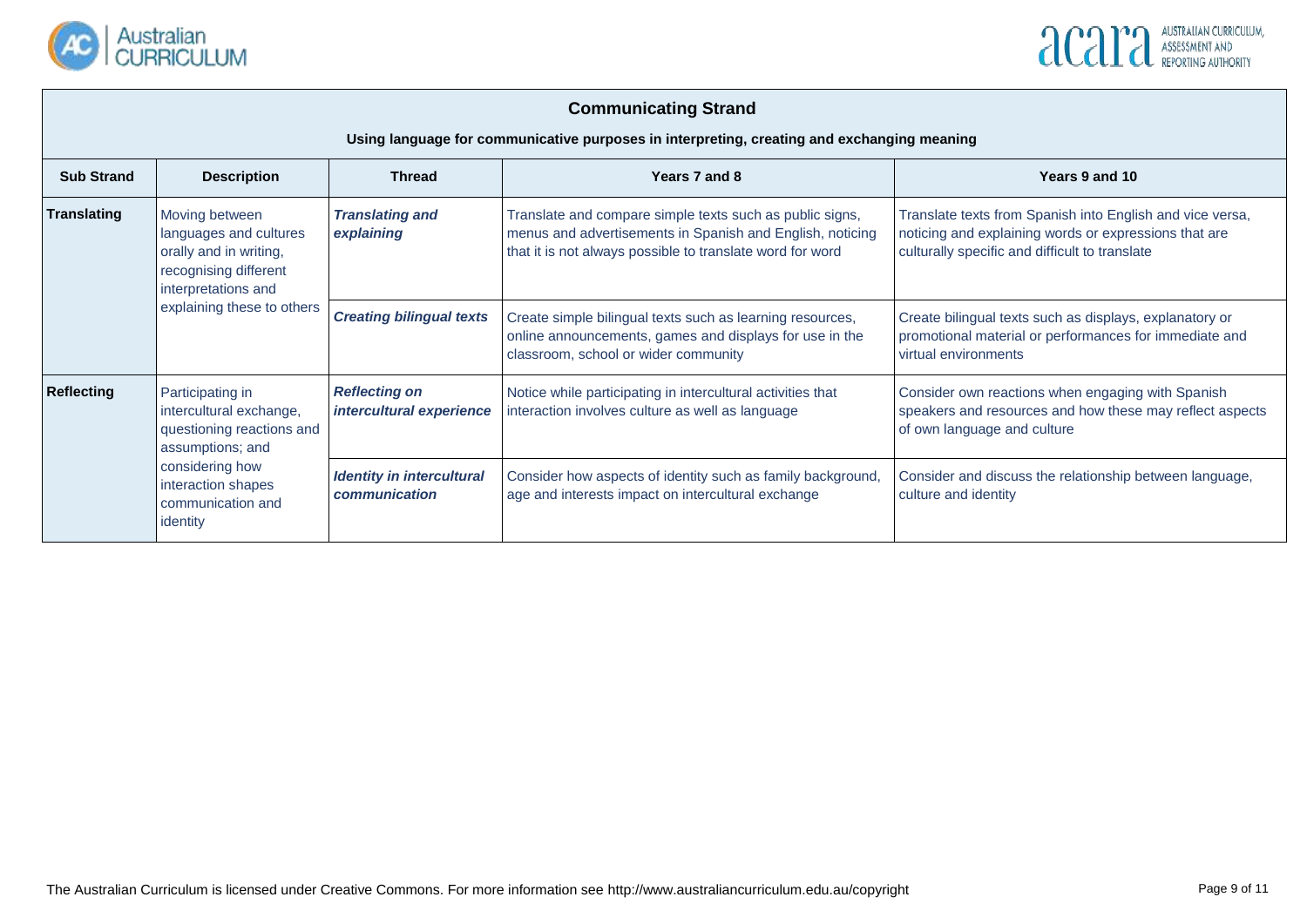| Communicating Strand | | | | |
|---|---|---|---|---|
| **Using language for communicative purposes in interpreting, creating and exchanging meaning** | | | | |
| **Sub Strand** | **Description** | **Thread** | **Years 7 and 8** | **Years 9 and 10** |
| **Translating** | Moving between languages and cultures orally and in writing, recognising different interpretations and explaining these to others | ***Translating and explaining*** | Translate and compare simple texts such as public signs, menus and advertisements in Spanish and English, noticing that it is not always possible to translate word for word | Translate texts from Spanish into English and vice versa, noticing and explaining words or expressions that are culturally specific and difficult to translate |
| | | ***Creating bilingual texts*** | Create simple bilingual texts such as learning resources, online announcements, games and displays for use in the classroom, school or wider community | Create bilingual texts such as displays, explanatory or promotional material or performances for immediate and virtual environments |
| **Reflecting** | Participating in intercultural exchange, questioning reactions and assumptions; and considering how interaction shapes communication and identity | ***Reflecting on intercultural experience*** | Notice while participating in intercultural activities that interaction involves culture as well as language | Consider own reactions when engaging with Spanish speakers and resources and how these may reflect aspects of own language and culture |
| | | ***Identity in intercultural communication*** | Consider how aspects of identity such as family background, age and interests impact on intercultural exchange | Consider and discuss the relationship between language, culture and identity |

The Australian Curriculum is licensed under Creative Commons. For more information see http://www.australiancurriculum.edu.au/copyright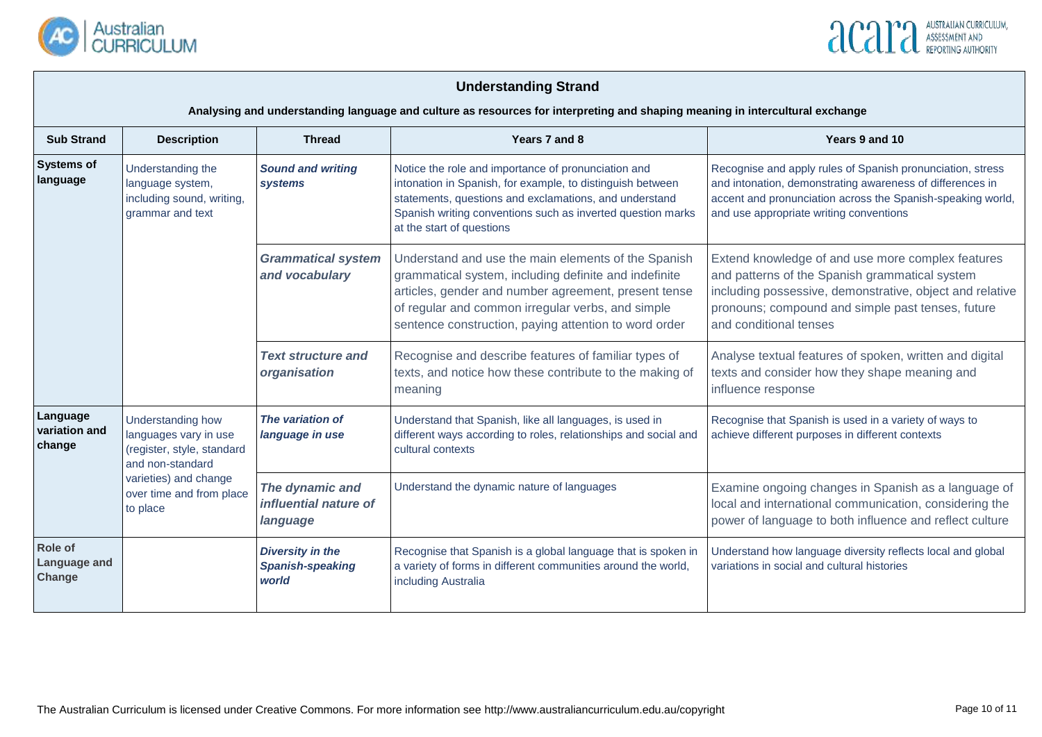## Understanding Strand

**Analysing and understanding language and culture as resources for interpreting and shaping meaning in intercultural exchange**

| Sub Strand | Description | Thread | Years 7 and 8 | Years 9 and 10 |
|---|---|---|---|---|
| **Systems of language** | Understanding the language system, including sound, writing, grammar and text | ***Sound and writing systems*** | Notice the role and importance of pronunciation and intonation in Spanish, for example, to distinguish between statements, questions and exclamations, and understand Spanish writing conventions such as inverted question marks at the start of questions | Recognise and apply rules of Spanish pronunciation, stress and intonation, demonstrating awareness of differences in accent and pronunciation across the Spanish-speaking world, and use appropriate writing conventions |
| | | ***Grammatical system and vocabulary*** | Understand and use the main elements of the Spanish grammatical system, including definite and indefinite articles, gender and number agreement, present tense of regular and common irregular verbs, and simple sentence construction, paying attention to word order | Extend knowledge of and use more complex features and patterns of the Spanish grammatical system including possessive, demonstrative, object and relative pronouns; compound and simple past tenses, future and conditional tenses |
| | | ***Text structure and organisation*** | Recognise and describe features of familiar types of texts, and notice how these contribute to the making of meaning | Analyse textual features of spoken, written and digital texts and consider how they shape meaning and influence response |
| **Language variation and change** | Understanding how languages vary in use (register, style, standard and non-standard varieties) and change over time and from place to place | ***The variation of language in use*** | Understand that Spanish, like all languages, is used in different ways according to roles, relationships and social and cultural contexts | Recognise that Spanish is used in a variety of ways to achieve different purposes in different contexts |
| | | ***The dynamic and influential nature of language*** | Understand the dynamic nature of languages | Examine ongoing changes in Spanish as a language of local and international communication, considering the power of language to both influence and reflect culture |
| **Role of Language and Change** | | ***Diversity in the Spanish-speaking world*** | Recognise that Spanish is a global language that is spoken in a variety of forms in different communities around the world, including Australia | Understand how language diversity reflects local and global variations in social and cultural histories |

The Australian Curriculum is licensed under Creative Commons. For more information see http://www.australiancurriculum.edu.au/copyright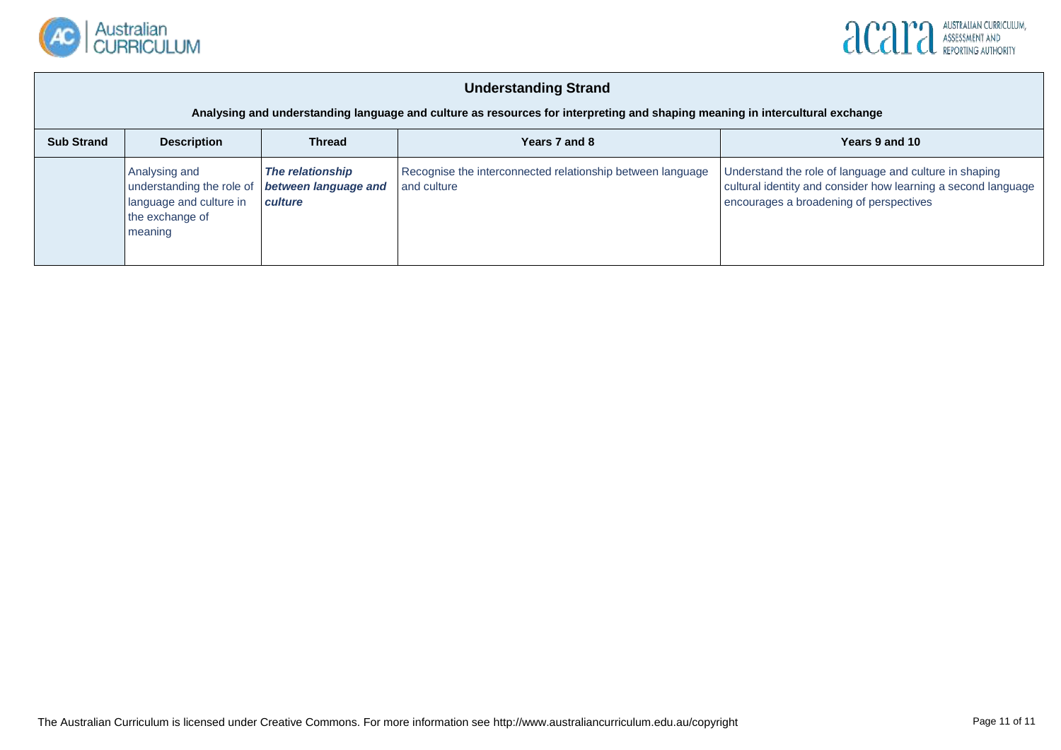| Understanding Strand | | | | |
|---|---|---|---|---|
| **Analysing and understanding language and culture as resources for interpreting and shaping meaning in intercultural exchange** | | | | |
| **Sub Strand** | **Description** | **Thread** | **Years 7 and 8** | **Years 9 and 10** |
| | Analysing and understanding the role of language and culture in the exchange of meaning | ***The relationship between language and culture*** | Recognise the interconnected relationship between language and culture | Understand the role of language and culture in shaping cultural identity and consider how learning a second language encourages a broadening of perspectives |

The Australian Curriculum is licensed under Creative Commons. For more information see http://www.australiancurriculum.edu.au/copyright